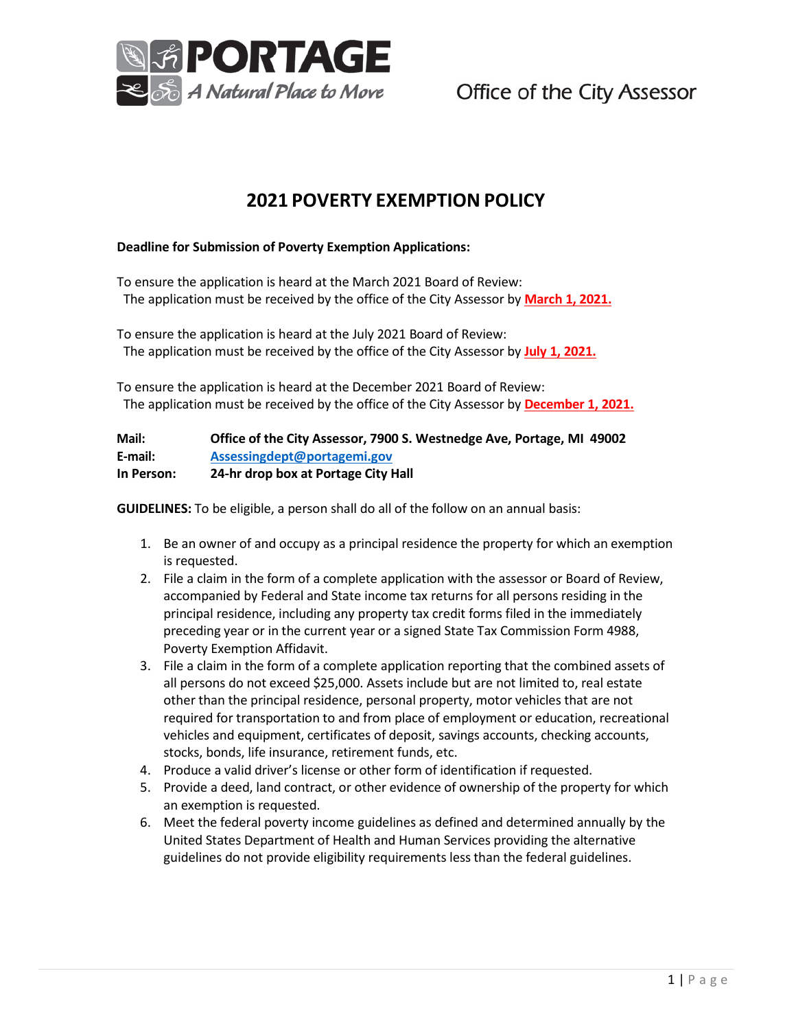**PORTAGE**
*A Natural Place to Move*

Office of the City Assessor

# 2021 POVERTY EXEMPTION POLICY

**Deadline for Submission of Poverty Exemption Applications:**

To ensure the application is heard at the March 2021 Board of Review:
The application must be received by the office of the City Assessor by **March 1, 2021.**

To ensure the application is heard at the July 2021 Board of Review:
The application must be received by the office of the City Assessor by **July 1, 2021.**

To ensure the application is heard at the December 2021 Board of Review:
The application must be received by the office of the City Assessor by **December 1, 2021.**

**Mail:** **Office of the City Assessor, 7900 S. Westnedge Ave, Portage, MI 49002**
**E-mail:** **Assessingdept@portagemi.gov**
**In Person:** **24-hr drop box at Portage City Hall**

**GUIDELINES:** To be eligible, a person shall do all of the follow on an annual basis:

1. Be an owner of and occupy as a principal residence the property for which an exemption is requested.
2. File a claim in the form of a complete application with the assessor or Board of Review, accompanied by Federal and State income tax returns for all persons residing in the principal residence, including any property tax credit forms filed in the immediately preceding year or in the current year or a signed State Tax Commission Form 4988, Poverty Exemption Affidavit.
3. File a claim in the form of a complete application reporting that the combined assets of all persons do not exceed $25,000. Assets include but are not limited to, real estate other than the principal residence, personal property, motor vehicles that are not required for transportation to and from place of employment or education, recreational vehicles and equipment, certificates of deposit, savings accounts, checking accounts, stocks, bonds, life insurance, retirement funds, etc.
4. Produce a valid driver's license or other form of identification if requested.
5. Provide a deed, land contract, or other evidence of ownership of the property for which an exemption is requested.
6. Meet the federal poverty income guidelines as defined and determined annually by the United States Department of Health and Human Services providing the alternative guidelines do not provide eligibility requirements less than the federal guidelines.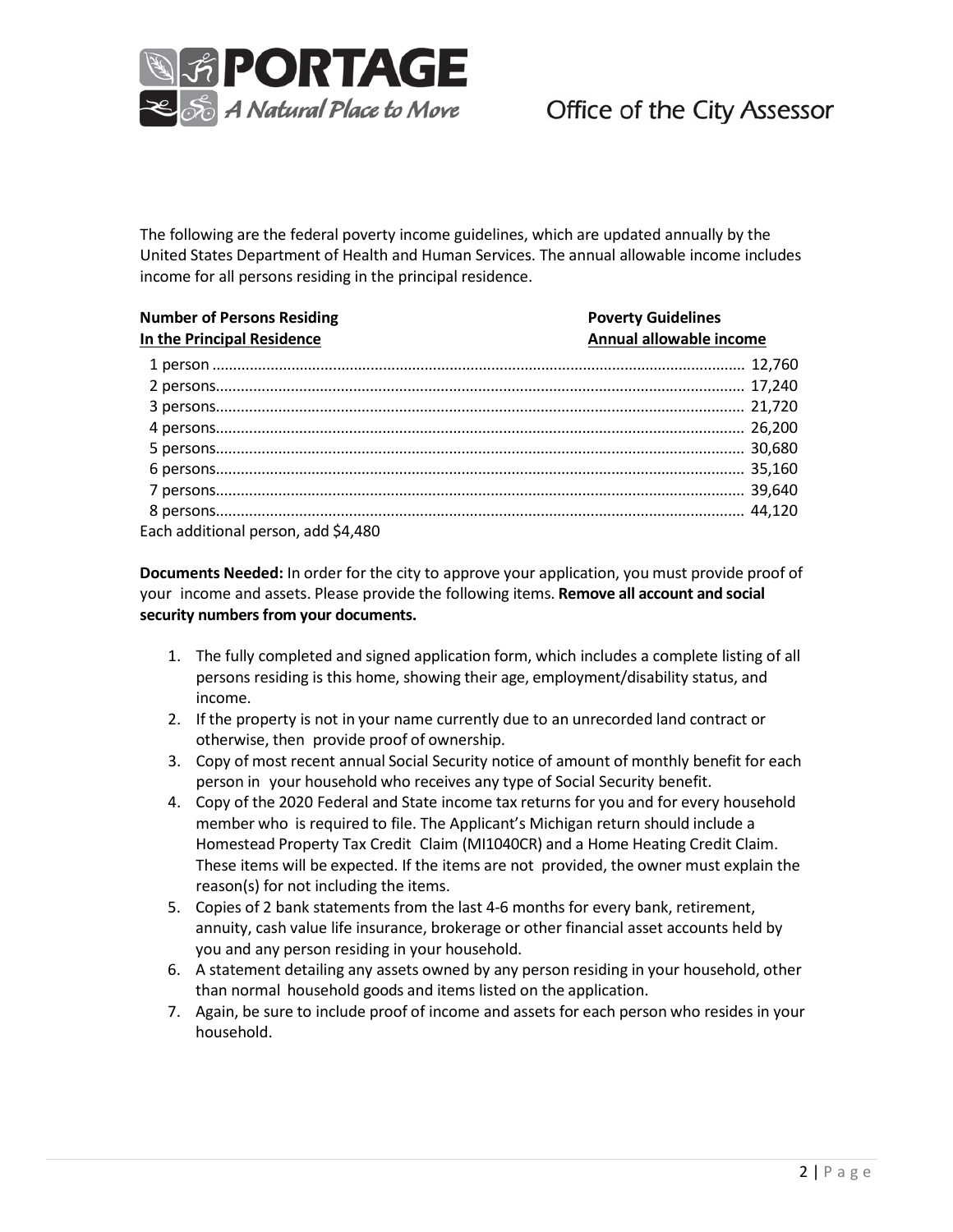The following are the federal poverty income guidelines, which are updated annually by the United States Department of Health and Human Services. The annual allowable income includes income for all persons residing in the principal residence.

| **Number of Persons Residing In the Principal Residence** | **Poverty Guidelines Annual allowable income** |
|---|---|
| 1 person | 12,760 |
| 2 persons | 17,240 |
| 3 persons | 21,720 |
| 4 persons | 26,200 |
| 5 persons | 30,680 |
| 6 persons | 35,160 |
| 7 persons | 39,640 |
| 8 persons | 44,120 |

Each additional person, add $4,480

**Documents Needed:** In order for the city to approve your application, you must provide proof of your income and assets. Please provide the following items. **Remove all account and social security numbers from your documents.**

1. The fully completed and signed application form, which includes a complete listing of all persons residing is this home, showing their age, employment/disability status, and income.
2. If the property is not in your name currently due to an unrecorded land contract or otherwise, then provide proof of ownership.
3. Copy of most recent annual Social Security notice of amount of monthly benefit for each person in your household who receives any type of Social Security benefit.
4. Copy of the 2020 Federal and State income tax returns for you and for every household member who is required to file. The Applicant's Michigan return should include a Homestead Property Tax Credit Claim (MI1040CR) and a Home Heating Credit Claim. These items will be expected. If the items are not provided, the owner must explain the reason(s) for not including the items.
5. Copies of 2 bank statements from the last 4-6 months for every bank, retirement, annuity, cash value life insurance, brokerage or other financial asset accounts held by you and any person residing in your household.
6. A statement detailing any assets owned by any person residing in your household, other than normal household goods and items listed on the application.
7. Again, be sure to include proof of income and assets for each person who resides in your household.